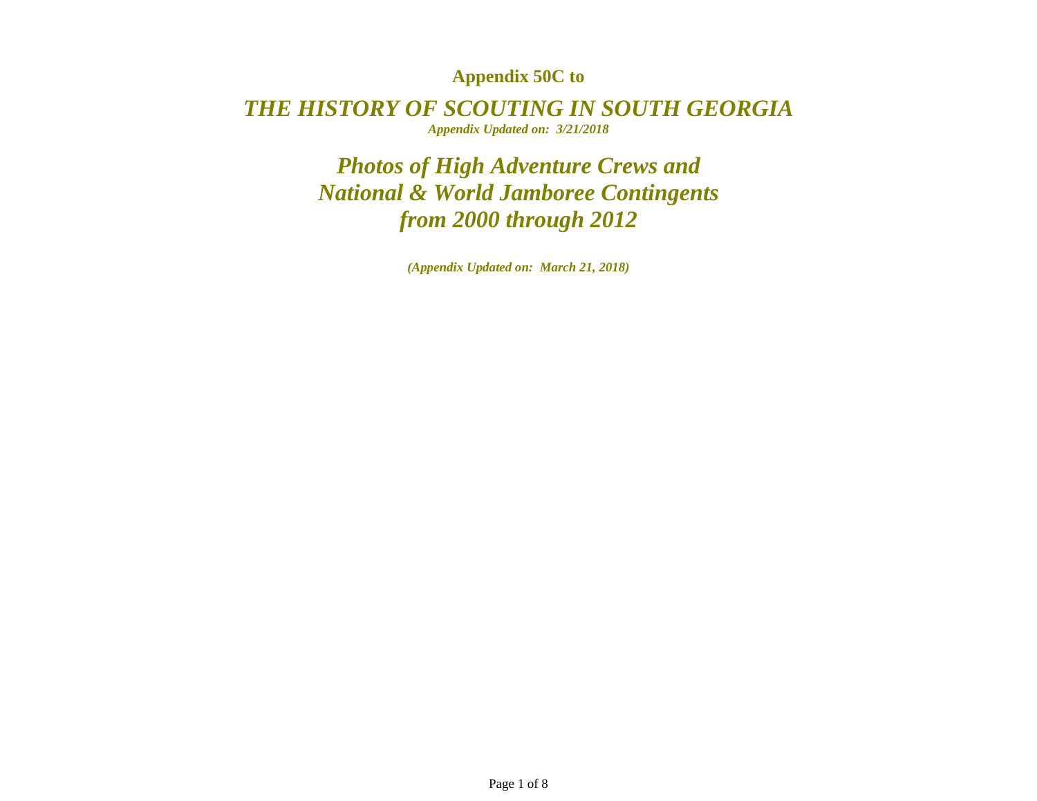**Appendix 50C to**

# *THE HISTORY OF SCOUTING IN SOUTH GEORGIA*

***Appendix Updated on: 3/21/2018***

## *Photos of High Adventure Crews and National & World Jamboree Contingents from 2000 through 2012*

***(Appendix Updated on: March 21, 2018)***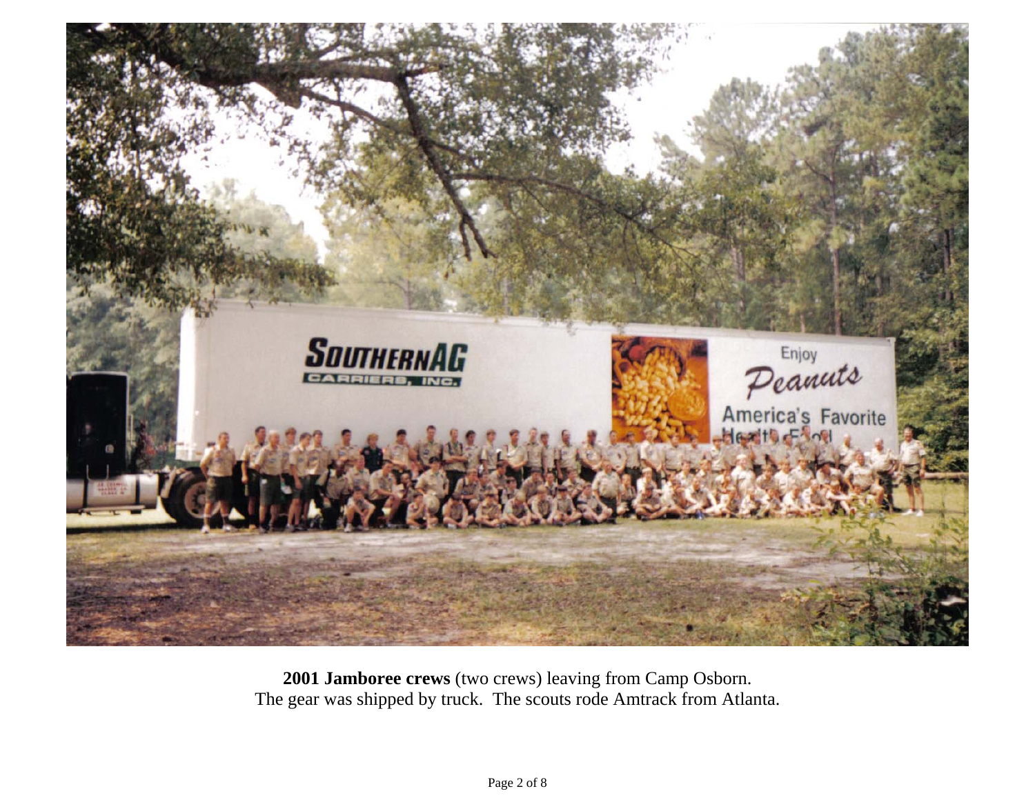**2001 Jamboree crews** (two crews) leaving from Camp Osborn.
The gear was shipped by truck. The scouts rode Amtrack from Atlanta.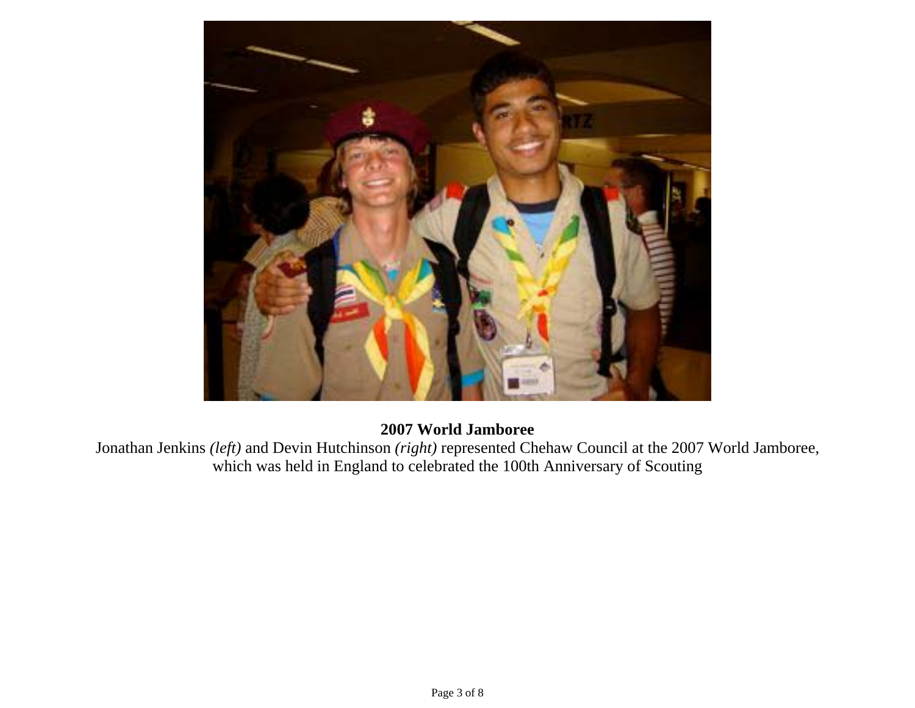**2007 World Jamboree**

Jonathan Jenkins *(left)* and Devin Hutchinson *(right)* represented Chehaw Council at the 2007 World Jamboree, which was held in England to celebrated the 100th Anniversary of Scouting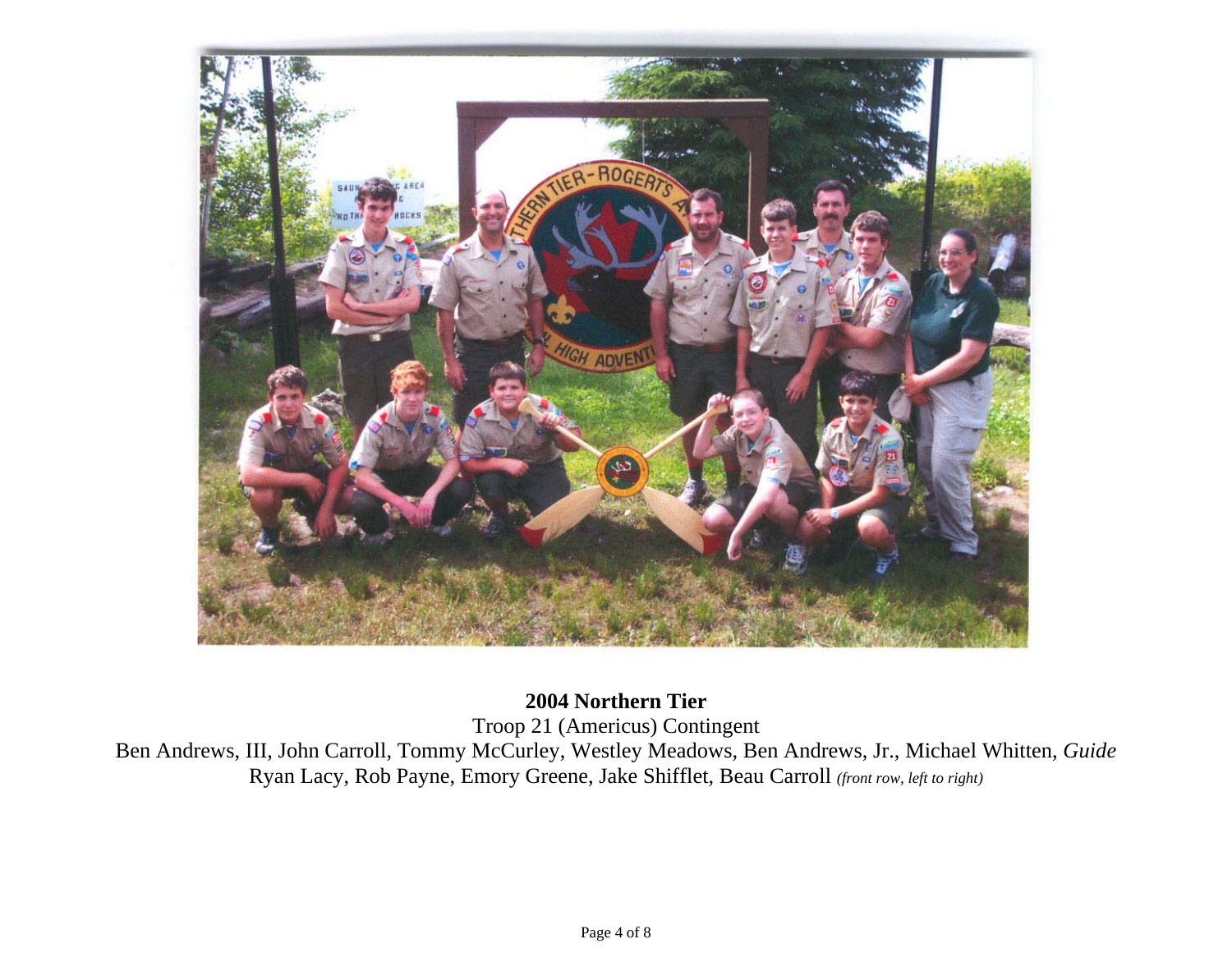**2004 Northern Tier**

Troop 21 (Americus) Contingent

Ben Andrews, III, John Carroll, Tommy McCurley, Westley Meadows, Ben Andrews, Jr., Michael Whitten, *Guide*

Ryan Lacy, Rob Payne, Emory Greene, Jake Shifflet, Beau Carroll *(front row, left to right)*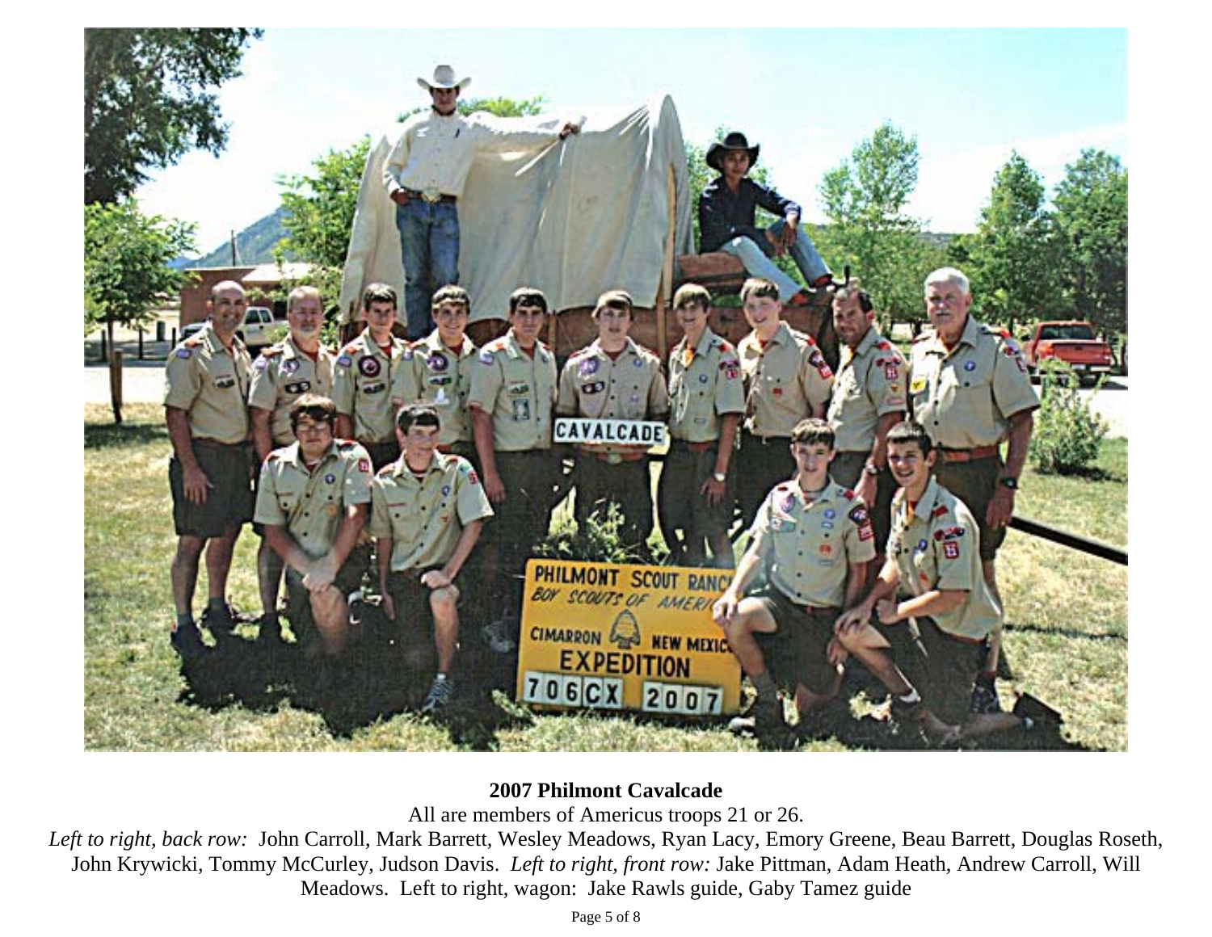**2007 Philmont Cavalcade**

All are members of Americus troops 21 or 26.

*Left to right, back row:* John Carroll, Mark Barrett, Wesley Meadows, Ryan Lacy, Emory Greene, Beau Barrett, Douglas Roseth, John Krywicki, Tommy McCurley, Judson Davis. *Left to right, front row:* Jake Pittman, Adam Heath, Andrew Carroll, Will Meadows. Left to right, wagon: Jake Rawls guide, Gaby Tamez guide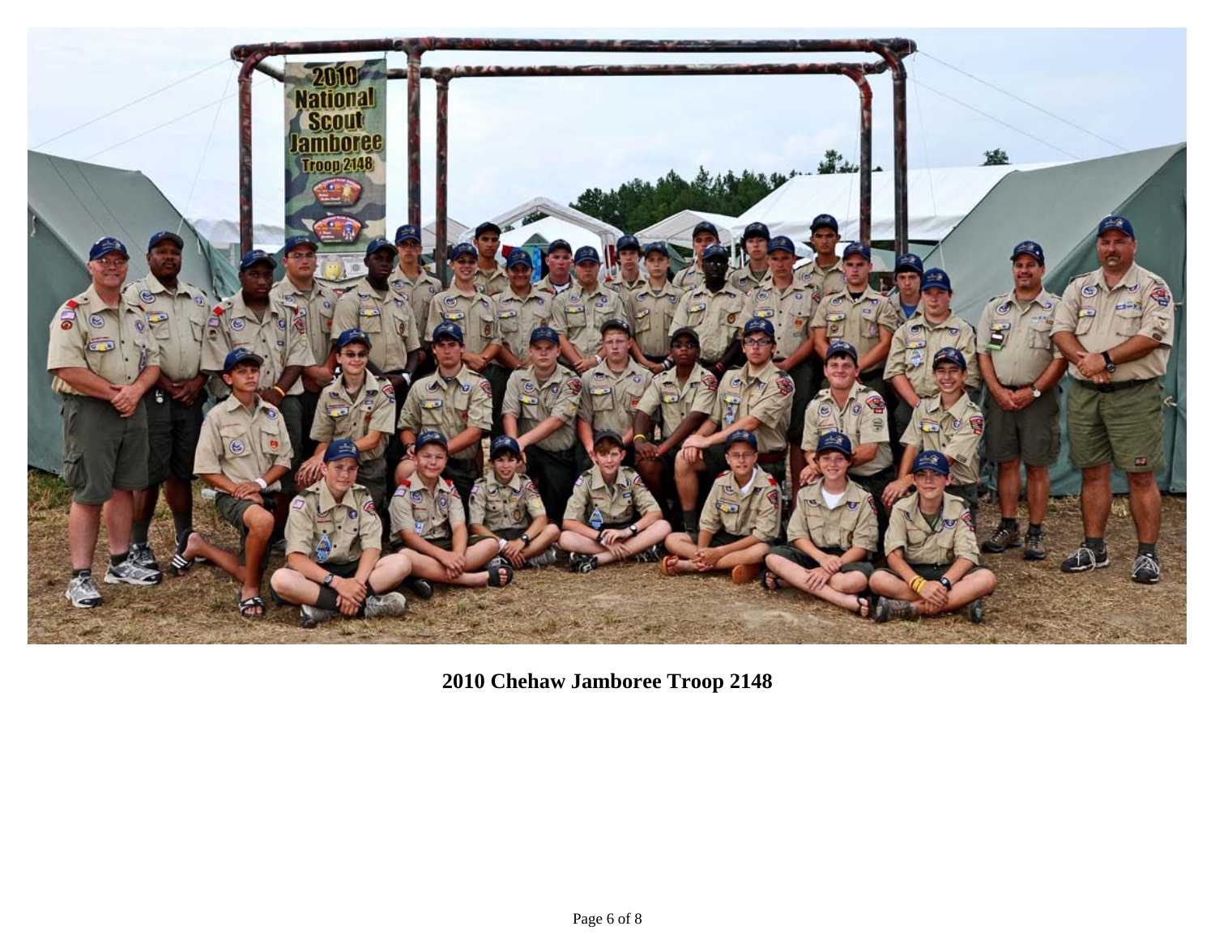**2010 Chehaw Jamboree Troop 2148**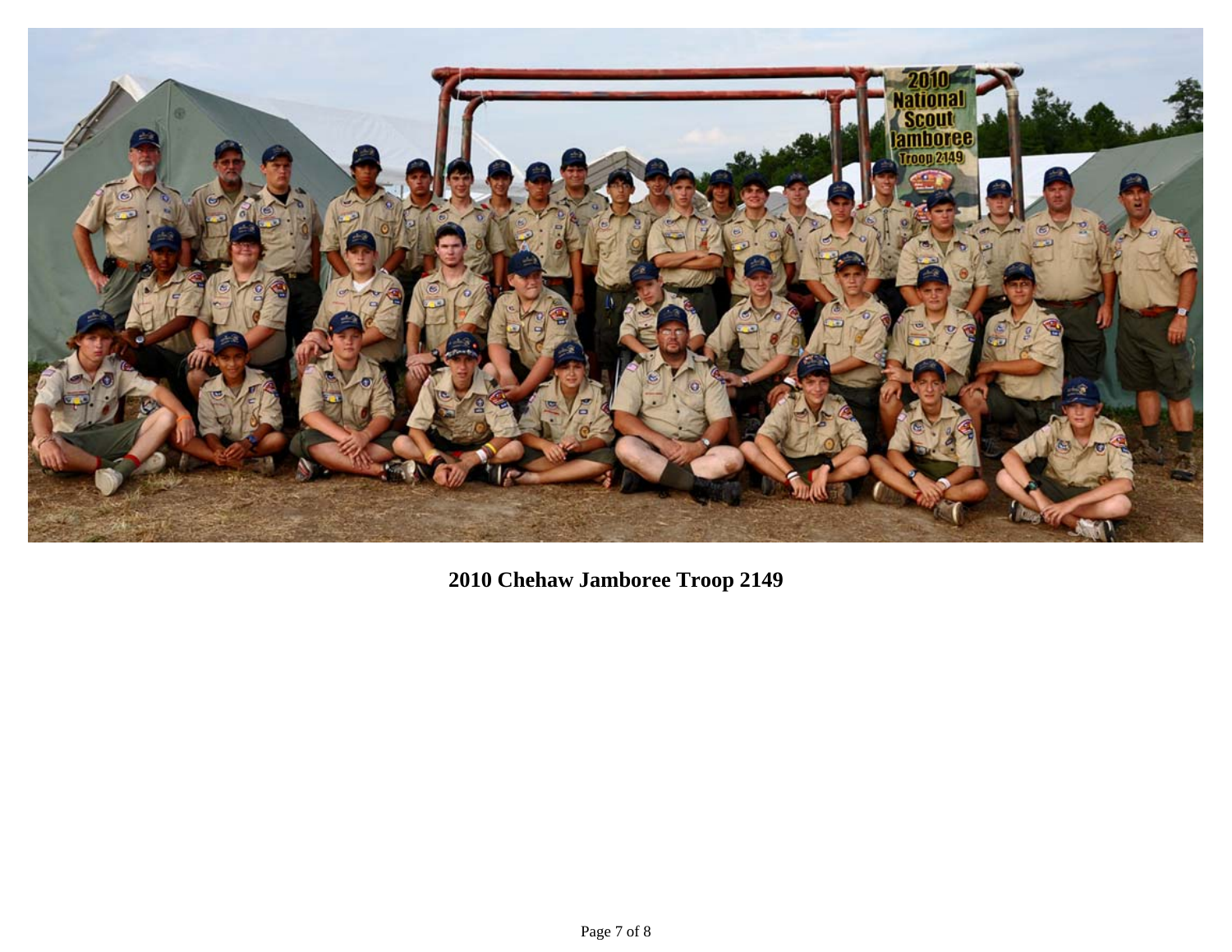**2010 Chehaw Jamboree Troop 2149**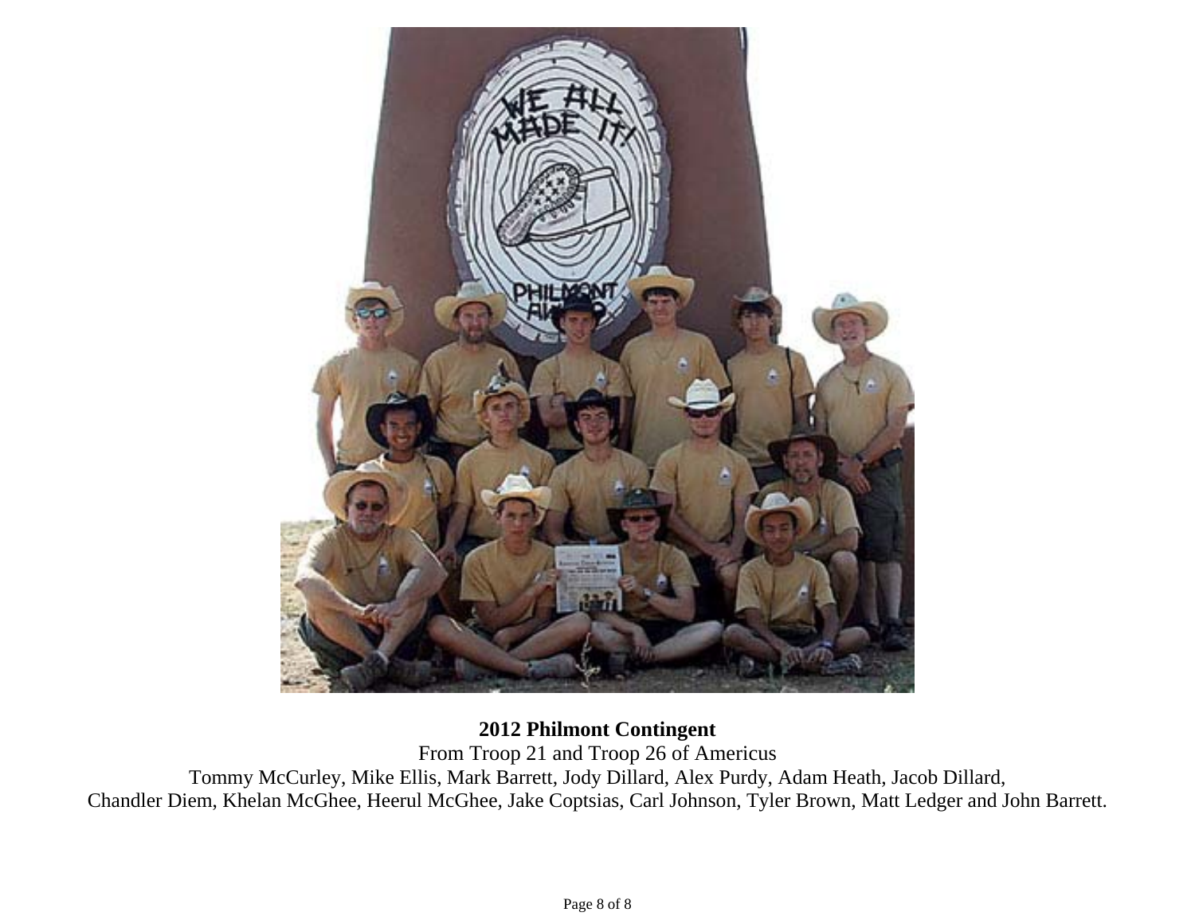**2012 Philmont Contingent**

From Troop 21 and Troop 26 of Americus

Tommy McCurley, Mike Ellis, Mark Barrett, Jody Dillard, Alex Purdy, Adam Heath, Jacob Dillard, Chandler Diem, Khelan McGhee, Heerul McGhee, Jake Coptsias, Carl Johnson, Tyler Brown, Matt Ledger and John Barrett.